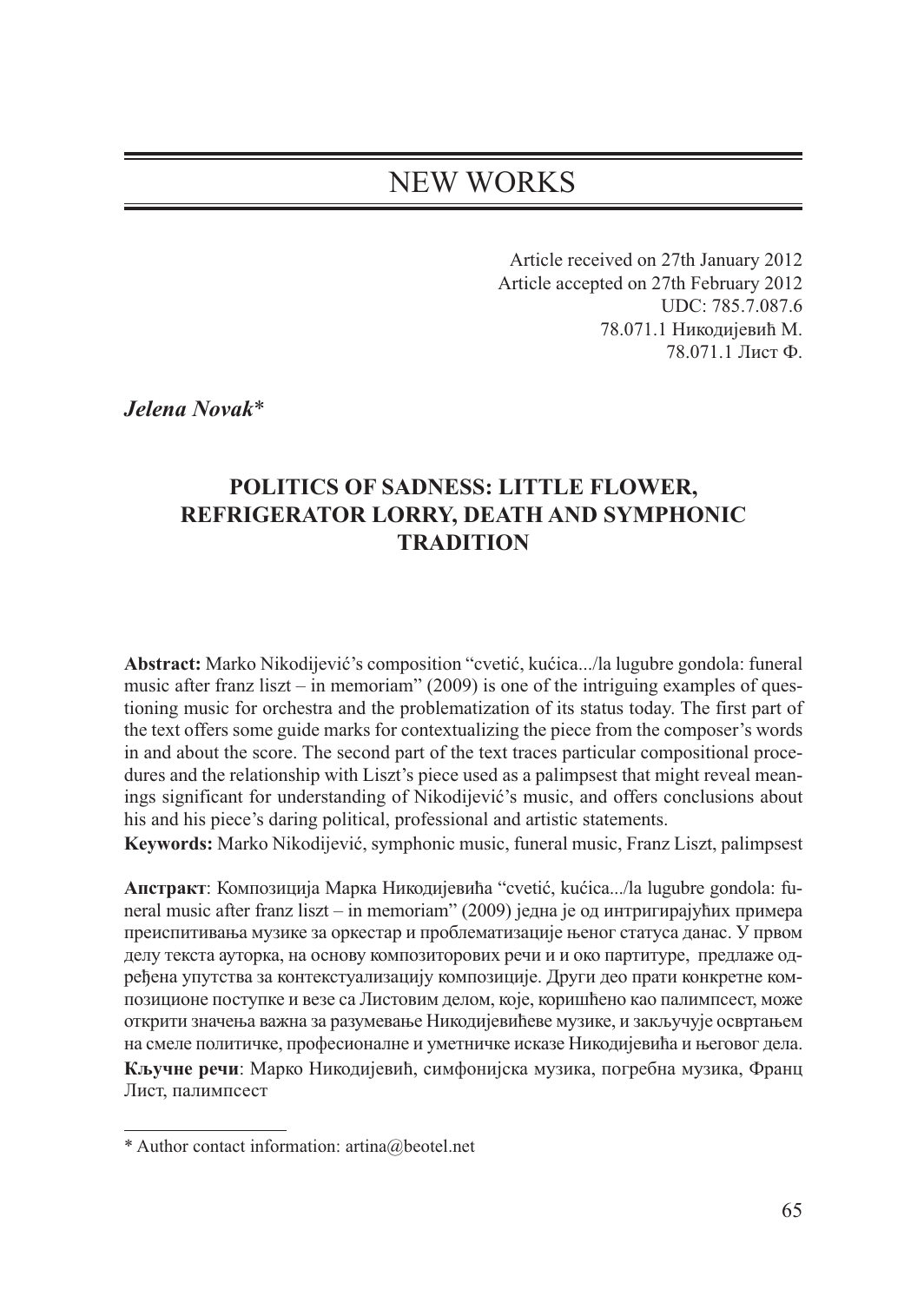# NEW WORKS

Article received on 27th January 2012
Article accepted on 27th February 2012
UDC: 785.7.087.6
78.071.1 Никодијевић М.
78.071.1 Лист Ф.

***Jelena Novak****

## POLITICS OF SADNESS: LITTLE FLOWER, REFRIGERATOR LORRY, DEATH AND SYMPHONIC TRADITION

**Abstract:** Marko Nikodijević's composition "cvetić, kućica.../la lugubre gondola: funeral music after franz liszt – in memoriam" (2009) is one of the intriguing examples of questioning music for orchestra and the problematization of its status today. The first part of the text offers some guide marks for contextualizing the piece from the composer's words in and about the score. The second part of the text traces particular compositional procedures and the relationship with Liszt's piece used as a palimpsest that might reveal meanings significant for understanding of Nikodijević's music, and offers conclusions about his and his piece's daring political, professional and artistic statements.

**Keywords:** Marko Nikodijević, symphonic music, funeral music, Franz Liszt, palimpsest

**Апстракт**: Композиција Марка Никодијевића "cvetić, kućica.../la lugubre gondola: funeral music after franz liszt – in memoriam" (2009) једна је од интригирајућих примера преиспитивања музике за оркестар и проблематизације њеног статуса данас. У првом делу текста ауторка, на основу композиторових речи и и око партитуре, предлаже одређена упутства за контекстуализацију композиције. Други део прати конкретне композиционе поступке и везе са Листовим делом, које, коришћено као палимпсест, може открити значења важна за разумевање Никодијевићеве музике, и закључује освртањем на смеле политичке, професионалне и уметничке исказе Никодијевића и његовог дела.

**Кључне речи**: Марко Никодијевић, симфонијска музика, погребна музика, Франц Лист, палимпсест

---

\* Author contact information: artina@beotel.net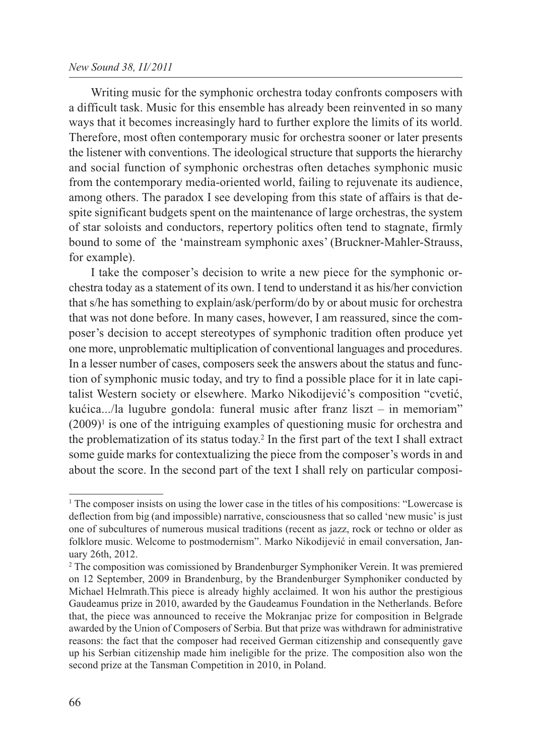Writing music for the symphonic orchestra today confronts composers with a difficult task. Music for this ensemble has already been reinvented in so many ways that it becomes increasingly hard to further explore the limits of its world. Therefore, most often contemporary music for orchestra sooner or later presents the listener with conventions. The ideological structure that supports the hierarchy and social function of symphonic orchestras often detaches symphonic music from the contemporary media-oriented world, failing to rejuvenate its audience, among others. The paradox I see developing from this state of affairs is that despite significant budgets spent on the maintenance of large orchestras, the system of star soloists and conductors, repertory politics often tend to stagnate, firmly bound to some of the 'mainstream symphonic axes' (Bruckner-Mahler-Strauss, for example).

I take the composer's decision to write a new piece for the symphonic orchestra today as a statement of its own. I tend to understand it as his/her conviction that s/he has something to explain/ask/perform/do by or about music for orchestra that was not done before. In many cases, however, I am reassured, since the composer's decision to accept stereotypes of symphonic tradition often produce yet one more, unproblematic multiplication of conventional languages and procedures. In a lesser number of cases, composers seek the answers about the status and function of symphonic music today, and try to find a possible place for it in late capitalist Western society or elsewhere. Marko Nikodijević's composition "cvetić, kućica.../la lugubre gondola: funeral music after franz liszt – in memoriam" (2009)[1] is one of the intriguing examples of questioning music for orchestra and the problematization of its status today.[2] In the first part of the text I shall extract some guide marks for contextualizing the piece from the composer's words in and about the score. In the second part of the text I shall rely on particular composi-

[1] The composer insists on using the lower case in the titles of his compositions: "Lowercase is deflection from big (and impossible) narrative, consciousness that so called 'new music' is just one of subcultures of numerous musical traditions (recent as jazz, rock or techno or older as folklore music. Welcome to postmodernism". Marko Nikodijević in email conversation, January 26th, 2012.

[2] The composition was comissioned by Brandenburger Symphoniker Verein. It was premiered on 12 September, 2009 in Brandenburg, by the Brandenburger Symphoniker conducted by Michael Helmrath.This piece is already highly acclaimed. It won his author the prestigious Gaudeamus prize in 2010, awarded by the Gaudeamus Foundation in the Netherlands. Before that, the piece was announced to receive the Mokranjac prize for composition in Belgrade awarded by the Union of Composers of Serbia. But that prize was withdrawn for administrative reasons: the fact that the composer had received German citizenship and consequently gave up his Serbian citizenship made him ineligible for the prize. The composition also won the second prize at the Tansman Competition in 2010, in Poland.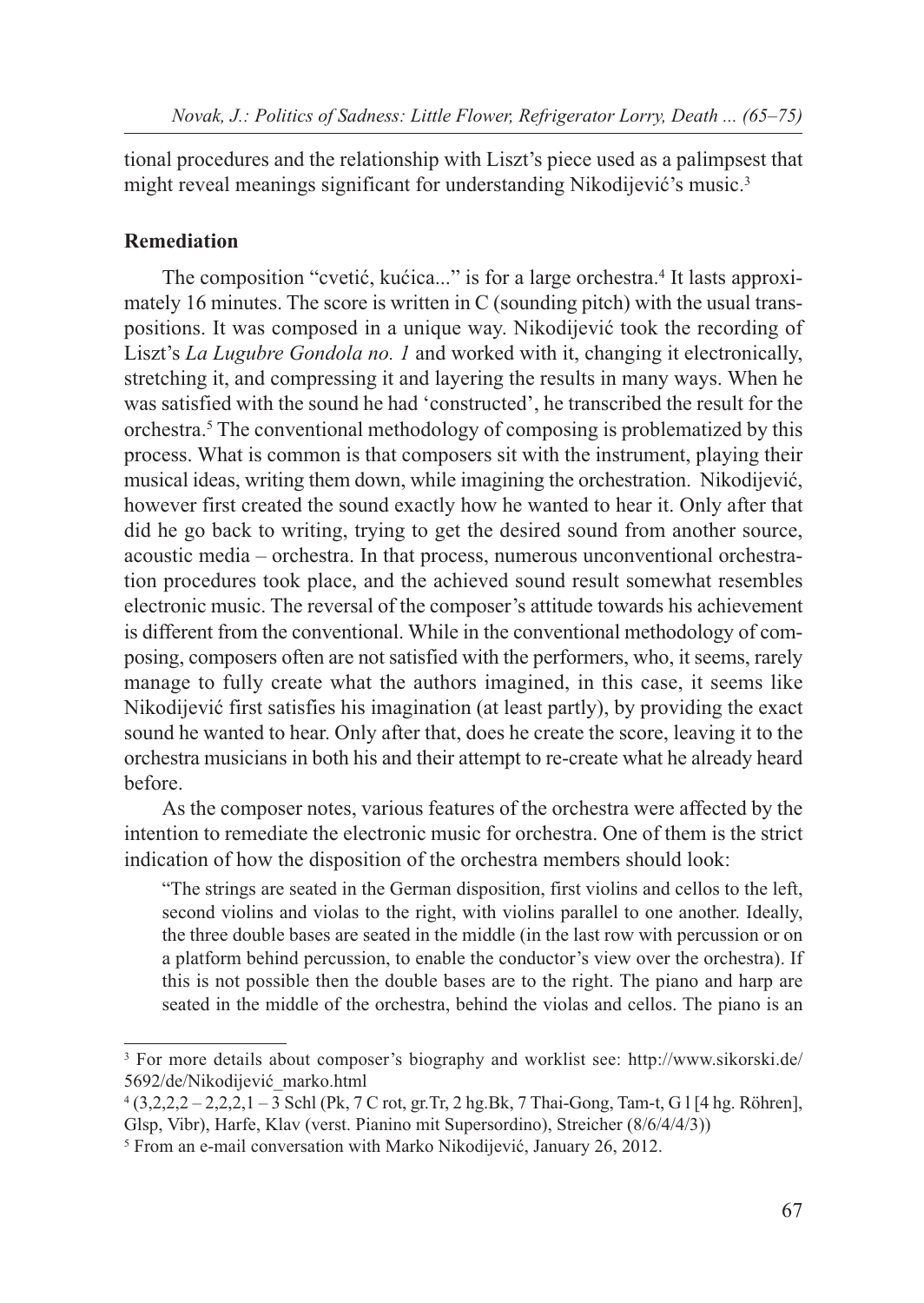tional procedures and the relationship with Liszt's piece used as a palimpsest that might reveal meanings significant for understanding Nikodijević's music.[3]

## Remediation

The composition "cvetić, kućica..." is for a large orchestra.[4] It lasts approximately 16 minutes. The score is written in C (sounding pitch) with the usual transpositions. It was composed in a unique way. Nikodijević took the recording of Liszt's *La Lugubre Gondola no. 1* and worked with it, changing it electronically, stretching it, and compressing it and layering the results in many ways. When he was satisfied with the sound he had 'constructed', he transcribed the result for the orchestra.[5] The conventional methodology of composing is problematized by this process. What is common is that composers sit with the instrument, playing their musical ideas, writing them down, while imagining the orchestration. Nikodijević, however first created the sound exactly how he wanted to hear it. Only after that did he go back to writing, trying to get the desired sound from another source, acoustic media – orchestra. In that process, numerous unconventional orchestration procedures took place, and the achieved sound result somewhat resembles electronic music. The reversal of the composer's attitude towards his achievement is different from the conventional. While in the conventional methodology of composing, composers often are not satisfied with the performers, who, it seems, rarely manage to fully create what the authors imagined, in this case, it seems like Nikodijević first satisfies his imagination (at least partly), by providing the exact sound he wanted to hear. Only after that, does he create the score, leaving it to the orchestra musicians in both his and their attempt to re-create what he already heard before.

As the composer notes, various features of the orchestra were affected by the intention to remediate the electronic music for orchestra. One of them is the strict indication of how the disposition of the orchestra members should look:

> "The strings are seated in the German disposition, first violins and cellos to the left, second violins and violas to the right, with violins parallel to one another. Ideally, the three double bases are seated in the middle (in the last row with percussion or on a platform behind percussion, to enable the conductor's view over the orchestra). If this is not possible then the double bases are to the right. The piano and harp are seated in the middle of the orchestra, behind the violas and cellos. The piano is an

---

[3] For more details about composer's biography and worklist see: http://www.sikorski.de/5692/de/Nikodijević_marko.html

[4] (3,2,2,2 – 2,2,2,1 – 3 Schl (Pk, 7 C rot, gr.Tr, 2 hg.Bk, 7 Thai-Gong, Tam-t, G l [4 hg. Röhren], Glsp, Vibr), Harfe, Klav (verst. Pianino mit Supersordino), Streicher (8/6/4/4/3))

[5] From an e-mail conversation with Marko Nikodijević, January 26, 2012.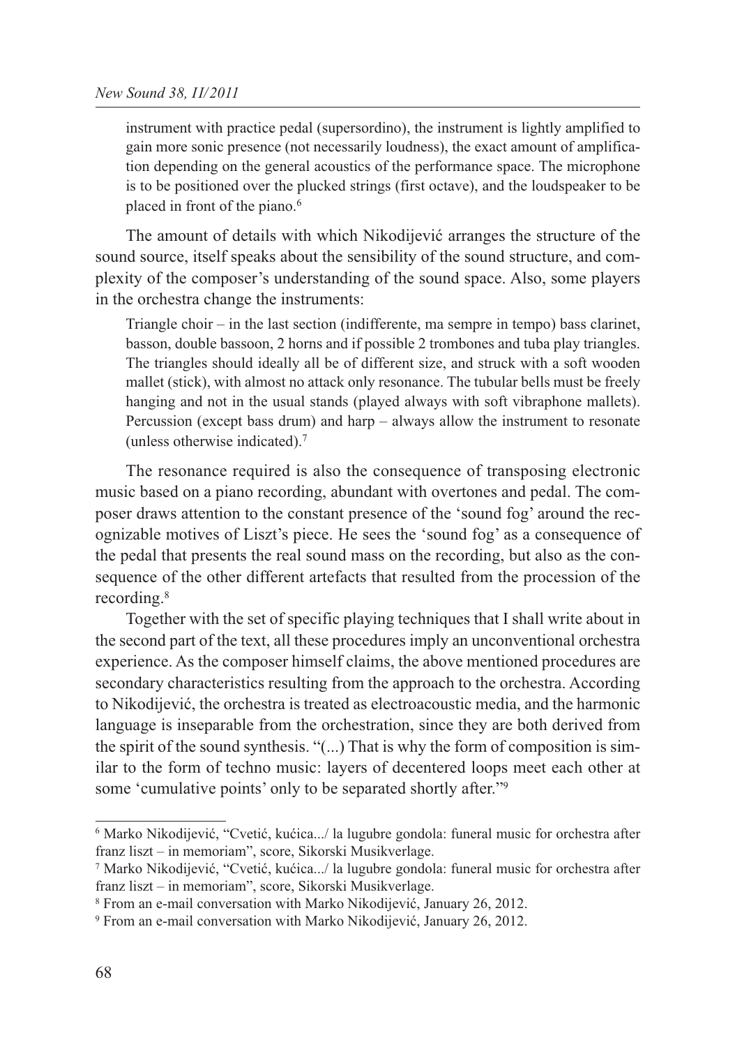> instrument with practice pedal (supersordino), the instrument is lightly amplified to gain more sonic presence (not necessarily loudness), the exact amount of amplification depending on the general acoustics of the performance space. The microphone is to be positioned over the plucked strings (first octave), and the loudspeaker to be placed in front of the piano.[6]

The amount of details with which Nikodijević arranges the structure of the sound source, itself speaks about the sensibility of the sound structure, and complexity of the composer's understanding of the sound space. Also, some players in the orchestra change the instruments:

> Triangle choir – in the last section (indifferente, ma sempre in tempo) bass clarinet, basson, double bassoon, 2 horns and if possible 2 trombones and tuba play triangles. The triangles should ideally all be of different size, and struck with a soft wooden mallet (stick), with almost no attack only resonance. The tubular bells must be freely hanging and not in the usual stands (played always with soft vibraphone mallets). Percussion (except bass drum) and harp – always allow the instrument to resonate (unless otherwise indicated).[7]

The resonance required is also the consequence of transposing electronic music based on a piano recording, abundant with overtones and pedal. The composer draws attention to the constant presence of the 'sound fog' around the recognizable motives of Liszt's piece. He sees the 'sound fog' as a consequence of the pedal that presents the real sound mass on the recording, but also as the consequence of the other different artefacts that resulted from the procession of the recording.[8]

Together with the set of specific playing techniques that I shall write about in the second part of the text, all these procedures imply an unconventional orchestra experience. As the composer himself claims, the above mentioned procedures are secondary characteristics resulting from the approach to the orchestra. According to Nikodijević, the orchestra is treated as electroacoustic media, and the harmonic language is inseparable from the orchestration, since they are both derived from the spirit of the sound synthesis. "(...) That is why the form of composition is similar to the form of techno music: layers of decentered loops meet each other at some 'cumulative points' only to be separated shortly after."[9]

---

[6] Marko Nikodijević, "Cvetić, kućica.../ la lugubre gondola: funeral music for orchestra after franz liszt – in memoriam", score, Sikorski Musikverlage.

[7] Marko Nikodijević, "Cvetić, kućica.../ la lugubre gondola: funeral music for orchestra after franz liszt – in memoriam", score, Sikorski Musikverlage.

[8] From an e-mail conversation with Marko Nikodijević, January 26, 2012.

[9] From an e-mail conversation with Marko Nikodijević, January 26, 2012.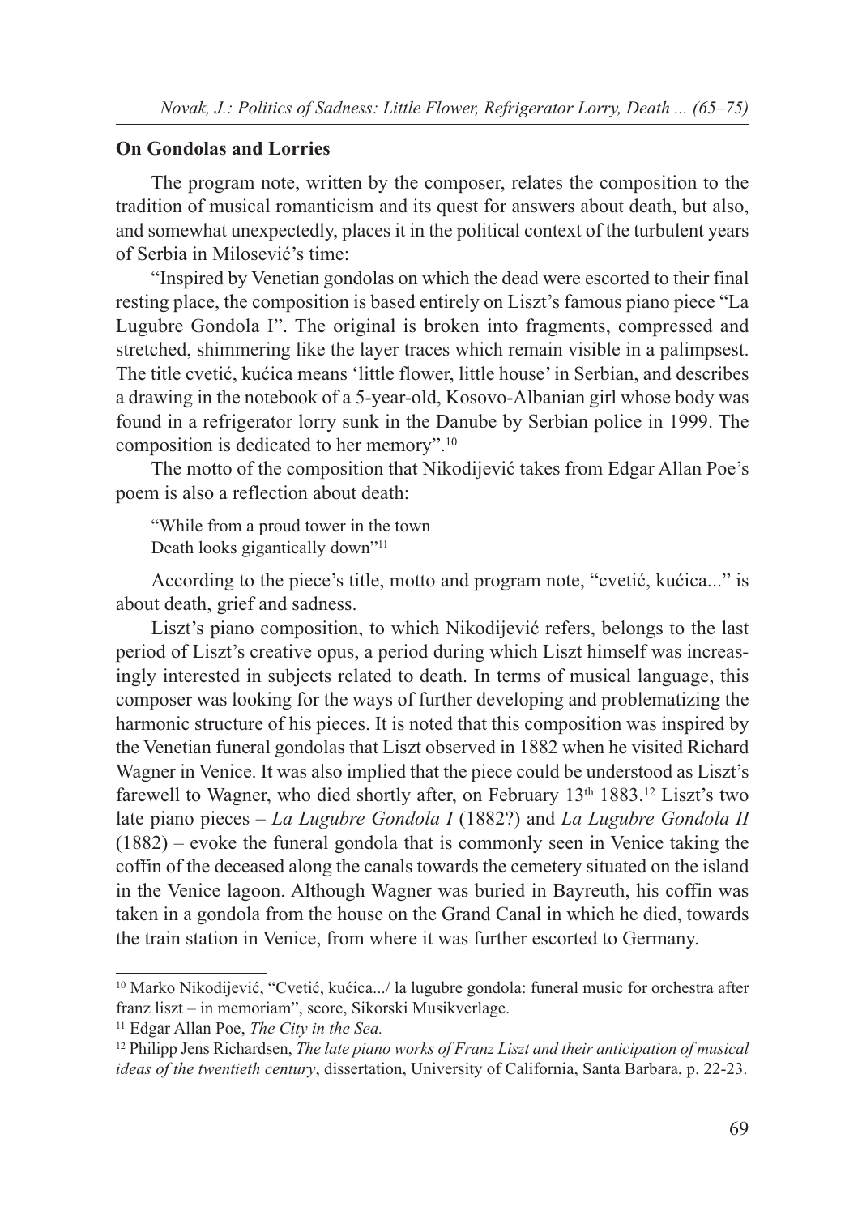## On Gondolas and Lorries

The program note, written by the composer, relates the composition to the tradition of musical romanticism and its quest for answers about death, but also, and somewhat unexpectedly, places it in the political context of the turbulent years of Serbia in Milosević's time:

"Inspired by Venetian gondolas on which the dead were escorted to their final resting place, the composition is based entirely on Liszt's famous piano piece "La Lugubre Gondola I". The original is broken into fragments, compressed and stretched, shimmering like the layer traces which remain visible in a palimpsest. The title cvetić, kućica means 'little flower, little house' in Serbian, and describes a drawing in the notebook of a 5-year-old, Kosovo-Albanian girl whose body was found in a refrigerator lorry sunk in the Danube by Serbian police in 1999. The composition is dedicated to her memory".[10]

The motto of the composition that Nikodijević takes from Edgar Allan Poe's poem is also a reflection about death:

> "While from a proud tower in the town
> Death looks gigantically down"[11]

According to the piece's title, motto and program note, "cvetić, kućica..." is about death, grief and sadness.

Liszt's piano composition, to which Nikodijević refers, belongs to the last period of Liszt's creative opus, a period during which Liszt himself was increasingly interested in subjects related to death. In terms of musical language, this composer was looking for the ways of further developing and problematizing the harmonic structure of his pieces. It is noted that this composition was inspired by the Venetian funeral gondolas that Liszt observed in 1882 when he visited Richard Wagner in Venice. It was also implied that the piece could be understood as Liszt's farewell to Wagner, who died shortly after, on February 13th 1883.[12] Liszt's two late piano pieces – *La Lugubre Gondola I* (1882?) and *La Lugubre Gondola II* (1882) – evoke the funeral gondola that is commonly seen in Venice taking the coffin of the deceased along the canals towards the cemetery situated on the island in the Venice lagoon. Although Wagner was buried in Bayreuth, his coffin was taken in a gondola from the house on the Grand Canal in which he died, towards the train station in Venice, from where it was further escorted to Germany.

---

[10] Marko Nikodijević, "Cvetić, kućica.../ la lugubre gondola: funeral music for orchestra after franz liszt – in memoriam", score, Sikorski Musikverlage.

[11] Edgar Allan Poe, *The City in the Sea.*

[12] Philipp Jens Richardsen, *The late piano works of Franz Liszt and their anticipation of musical ideas of the twentieth century*, dissertation, University of California, Santa Barbara, p. 22-23.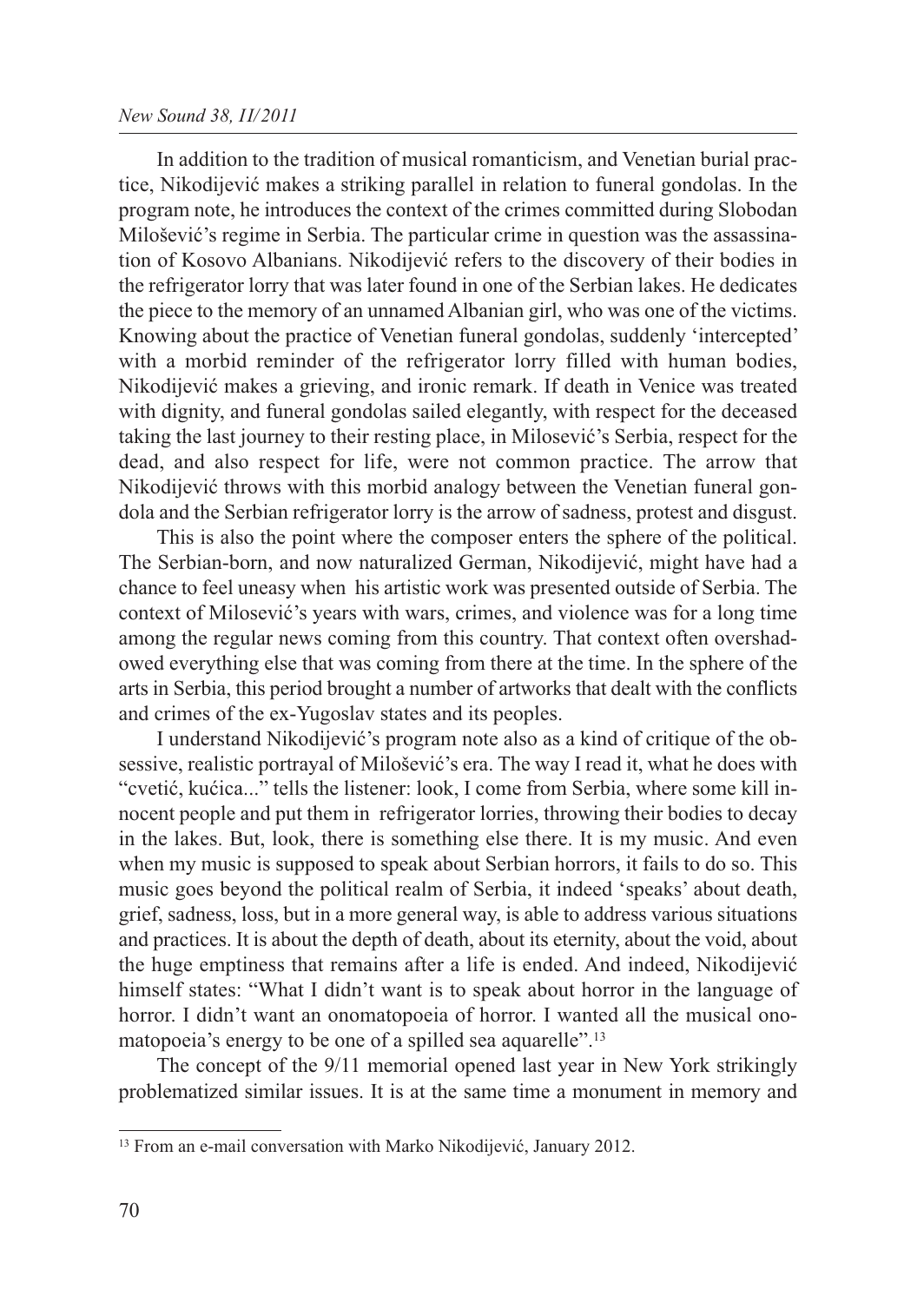In addition to the tradition of musical romanticism, and Venetian burial practice, Nikodijević makes a striking parallel in relation to funeral gondolas. In the program note, he introduces the context of the crimes committed during Slobodan Milošević's regime in Serbia. The particular crime in question was the assassination of Kosovo Albanians. Nikodijević refers to the discovery of their bodies in the refrigerator lorry that was later found in one of the Serbian lakes. He dedicates the piece to the memory of an unnamed Albanian girl, who was one of the victims. Knowing about the practice of Venetian funeral gondolas, suddenly 'intercepted' with a morbid reminder of the refrigerator lorry filled with human bodies, Nikodijević makes a grieving, and ironic remark. If death in Venice was treated with dignity, and funeral gondolas sailed elegantly, with respect for the deceased taking the last journey to their resting place, in Milosević's Serbia, respect for the dead, and also respect for life, were not common practice. The arrow that Nikodijević throws with this morbid analogy between the Venetian funeral gondola and the Serbian refrigerator lorry is the arrow of sadness, protest and disgust.

This is also the point where the composer enters the sphere of the political. The Serbian-born, and now naturalized German, Nikodijević, might have had a chance to feel uneasy when his artistic work was presented outside of Serbia. The context of Milosević's years with wars, crimes, and violence was for a long time among the regular news coming from this country. That context often overshadowed everything else that was coming from there at the time. In the sphere of the arts in Serbia, this period brought a number of artworks that dealt with the conflicts and crimes of the ex-Yugoslav states and its peoples.

I understand Nikodijević's program note also as a kind of critique of the obsessive, realistic portrayal of Milošević's era. The way I read it, what he does with "cvetić, kućica..." tells the listener: look, I come from Serbia, where some kill innocent people and put them in refrigerator lorries, throwing their bodies to decay in the lakes. But, look, there is something else there. It is my music. And even when my music is supposed to speak about Serbian horrors, it fails to do so. This music goes beyond the political realm of Serbia, it indeed 'speaks' about death, grief, sadness, loss, but in a more general way, is able to address various situations and practices. It is about the depth of death, about its eternity, about the void, about the huge emptiness that remains after a life is ended. And indeed, Nikodijević himself states: "What I didn't want is to speak about horror in the language of horror. I didn't want an onomatopoeia of horror. I wanted all the musical onomatopoeia's energy to be one of a spilled sea aquarelle".[13]

The concept of the 9/11 memorial opened last year in New York strikingly problematized similar issues. It is at the same time a monument in memory and

---

[13] From an e-mail conversation with Marko Nikodijević, January 2012.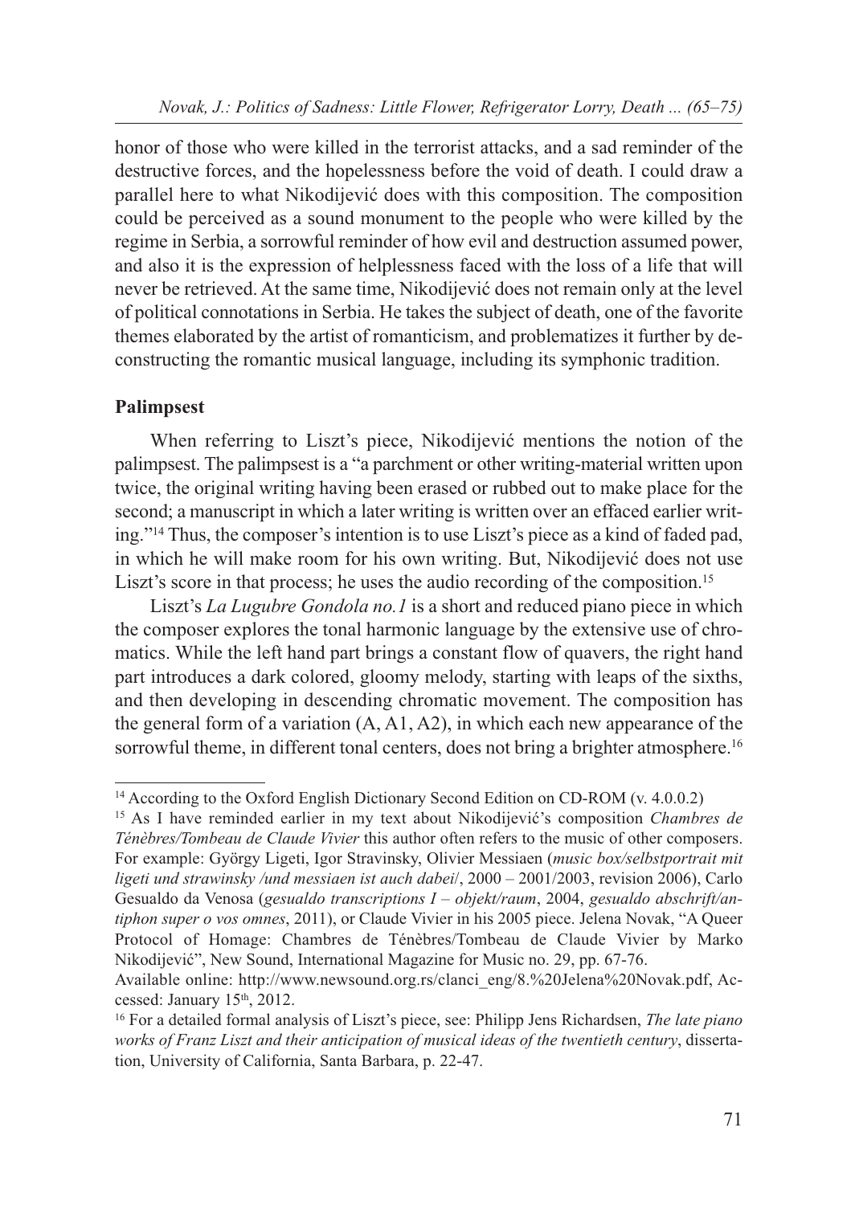honor of those who were killed in the terrorist attacks, and a sad reminder of the destructive forces, and the hopelessness before the void of death. I could draw a parallel here to what Nikodijević does with this composition. The composition could be perceived as a sound monument to the people who were killed by the regime in Serbia, a sorrowful reminder of how evil and destruction assumed power, and also it is the expression of helplessness faced with the loss of a life that will never be retrieved. At the same time, Nikodijević does not remain only at the level of political connotations in Serbia. He takes the subject of death, one of the favorite themes elaborated by the artist of romanticism, and problematizes it further by deconstructing the romantic musical language, including its symphonic tradition.

### Palimpsest

When referring to Liszt's piece, Nikodijević mentions the notion of the palimpsest. The palimpsest is a "a parchment or other writing-material written upon twice, the original writing having been erased or rubbed out to make place for the second; a manuscript in which a later writing is written over an effaced earlier writing."[14] Thus, the composer's intention is to use Liszt's piece as a kind of faded pad, in which he will make room for his own writing. But, Nikodijević does not use Liszt's score in that process; he uses the audio recording of the composition.[15]

Liszt's *La Lugubre Gondola no.1* is a short and reduced piano piece in which the composer explores the tonal harmonic language by the extensive use of chromatics. While the left hand part brings a constant flow of quavers, the right hand part introduces a dark colored, gloomy melody, starting with leaps of the sixths, and then developing in descending chromatic movement. The composition has the general form of a variation (A, A1, A2), in which each new appearance of the sorrowful theme, in different tonal centers, does not bring a brighter atmosphere.[16]

---

[14] According to the Oxford English Dictionary Second Edition on CD-ROM (v. 4.0.0.2)

[15] As I have reminded earlier in my text about Nikodijević's composition *Chambres de Ténèbres/Tombeau de Claude Vivier* this author often refers to the music of other composers. For example: György Ligeti, Igor Stravinsky, Olivier Messiaen (*music box/selbstportrait mit ligeti und strawinsky /und messiaen ist auch dabei/*, 2000 – 2001/2003, revision 2006), Carlo Gesualdo da Venosa (*gesualdo transcriptions I – objekt/raum*, 2004, *gesualdo abschrift/antiphon super o vos omnes*, 2011), or Claude Vivier in his 2005 piece. Jelena Novak, "A Queer Protocol of Homage: Chambres de Ténèbres/Tombeau de Claude Vivier by Marko Nikodijević", New Sound, International Magazine for Music no. 29, pp. 67-76.
Available online: http://www.newsound.org.rs/clanci_eng/8.%20Jelena%20Novak.pdf, Accessed: January 15th, 2012.

[16] For a detailed formal analysis of Liszt's piece, see: Philipp Jens Richardsen, *The late piano works of Franz Liszt and their anticipation of musical ideas of the twentieth century*, dissertation, University of California, Santa Barbara, p. 22-47.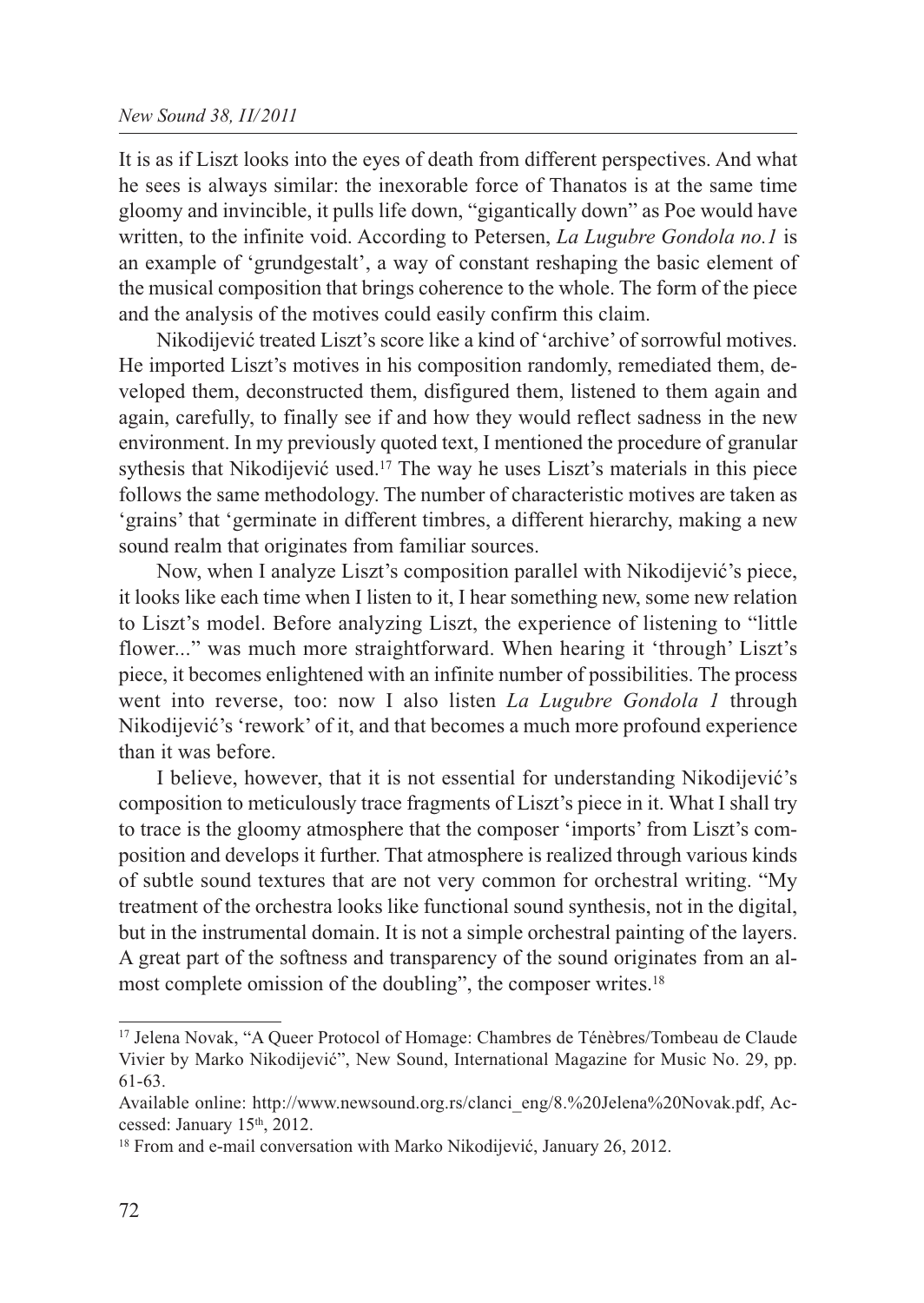It is as if Liszt looks into the eyes of death from different perspectives. And what he sees is always similar: the inexorable force of Thanatos is at the same time gloomy and invincible, it pulls life down, "gigantically down" as Poe would have written, to the infinite void. According to Petersen, *La Lugubre Gondola no.1* is an example of 'grundgestalt', a way of constant reshaping the basic element of the musical composition that brings coherence to the whole. The form of the piece and the analysis of the motives could easily confirm this claim.

Nikodijević treated Liszt's score like a kind of 'archive' of sorrowful motives. He imported Liszt's motives in his composition randomly, remediated them, developed them, deconstructed them, disfigured them, listened to them again and again, carefully, to finally see if and how they would reflect sadness in the new environment. In my previously quoted text, I mentioned the procedure of granular sythesis that Nikodijević used.[17] The way he uses Liszt's materials in this piece follows the same methodology. The number of characteristic motives are taken as 'grains' that 'germinate in different timbres, a different hierarchy, making a new sound realm that originates from familiar sources.

Now, when I analyze Liszt's composition parallel with Nikodijević's piece, it looks like each time when I listen to it, I hear something new, some new relation to Liszt's model. Before analyzing Liszt, the experience of listening to "little flower..." was much more straightforward. When hearing it 'through' Liszt's piece, it becomes enlightened with an infinite number of possibilities. The process went into reverse, too: now I also listen *La Lugubre Gondola 1* through Nikodijević's 'rework' of it, and that becomes a much more profound experience than it was before.

I believe, however, that it is not essential for understanding Nikodijević's composition to meticulously trace fragments of Liszt's piece in it. What I shall try to trace is the gloomy atmosphere that the composer 'imports' from Liszt's composition and develops it further. That atmosphere is realized through various kinds of subtle sound textures that are not very common for orchestral writing. "My treatment of the orchestra looks like functional sound synthesis, not in the digital, but in the instrumental domain. It is not a simple orchestral painting of the layers. A great part of the softness and transparency of the sound originates from an almost complete omission of the doubling", the composer writes.[18]

---

[17] Jelena Novak, "A Queer Protocol of Homage: Chambres de Ténèbres/Tombeau de Claude Vivier by Marko Nikodijević", New Sound, International Magazine for Music No. 29, pp. 61-63.
Available online: http://www.newsound.org.rs/clanci_eng/8.%20Jelena%20Novak.pdf, Accessed: January 15th, 2012.

[18] From and e-mail conversation with Marko Nikodijević, January 26, 2012.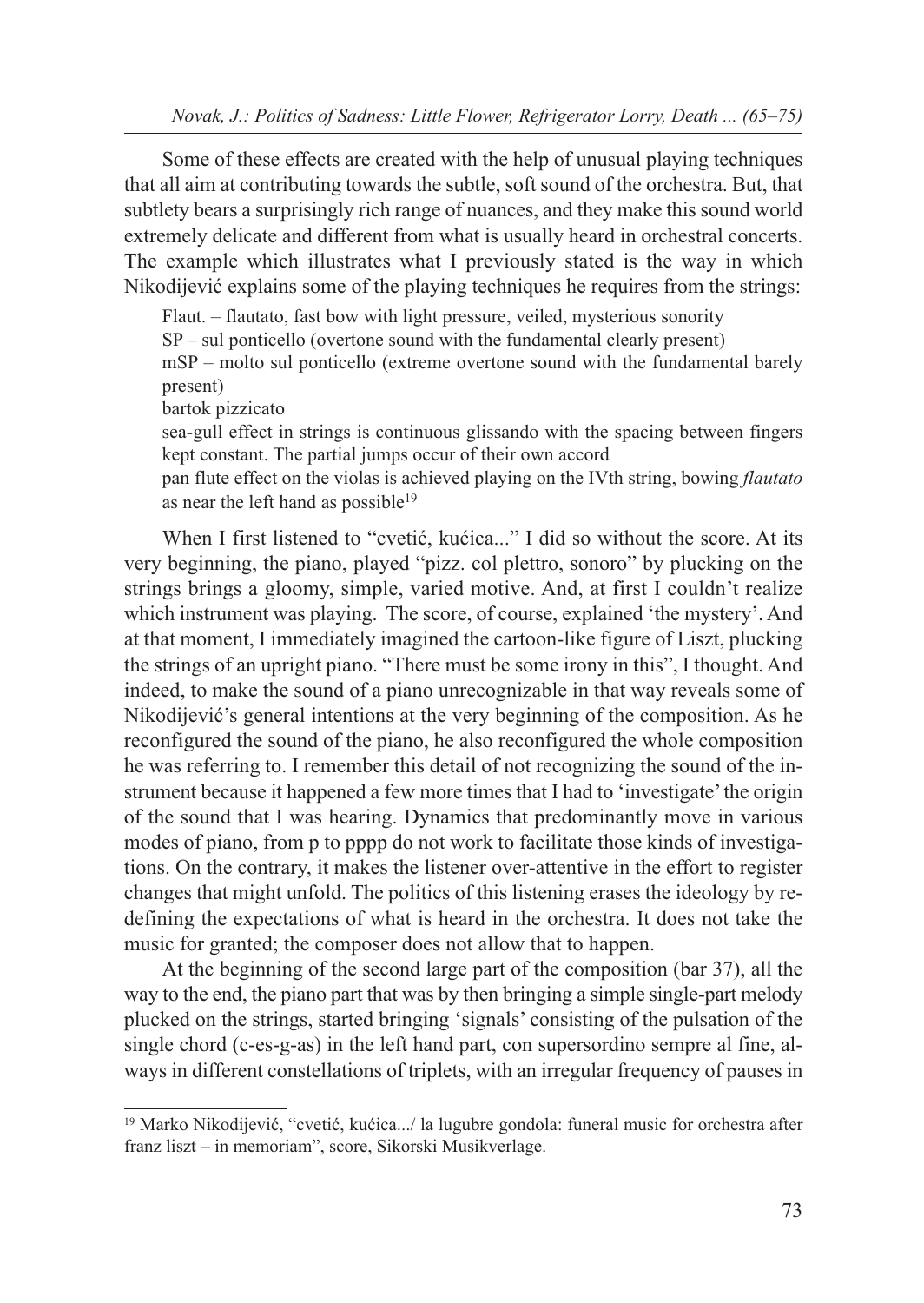Some of these effects are created with the help of unusual playing techniques that all aim at contributing towards the subtle, soft sound of the orchestra. But, that subtlety bears a surprisingly rich range of nuances, and they make this sound world extremely delicate and different from what is usually heard in orchestral concerts. The example which illustrates what I previously stated is the way in which Nikodijević explains some of the playing techniques he requires from the strings:

> Flaut. – flautato, fast bow with light pressure, veiled, mysterious sonority
> SP – sul ponticello (overtone sound with the fundamental clearly present)
> mSP – molto sul ponticello (extreme overtone sound with the fundamental barely present)
> bartok pizzicato
> sea-gull effect in strings is continuous glissando with the spacing between fingers kept constant. The partial jumps occur of their own accord
> pan flute effect on the violas is achieved playing on the IVth string, bowing *flautato* as near the left hand as possible[19]

When I first listened to "cvetić, kućica..." I did so without the score. At its very beginning, the piano, played "pizz. col plettro, sonoro" by plucking on the strings brings a gloomy, simple, varied motive. And, at first I couldn't realize which instrument was playing. The score, of course, explained 'the mystery'. And at that moment, I immediately imagined the cartoon-like figure of Liszt, plucking the strings of an upright piano. "There must be some irony in this", I thought. And indeed, to make the sound of a piano unrecognizable in that way reveals some of Nikodijević's general intentions at the very beginning of the composition. As he reconfigured the sound of the piano, he also reconfigured the whole composition he was referring to. I remember this detail of not recognizing the sound of the instrument because it happened a few more times that I had to 'investigate' the origin of the sound that I was hearing. Dynamics that predominantly move in various modes of piano, from p to pppp do not work to facilitate those kinds of investigations. On the contrary, it makes the listener over-attentive in the effort to register changes that might unfold. The politics of this listening erases the ideology by redefining the expectations of what is heard in the orchestra. It does not take the music for granted; the composer does not allow that to happen.

At the beginning of the second large part of the composition (bar 37), all the way to the end, the piano part that was by then bringing a simple single-part melody plucked on the strings, started bringing 'signals' consisting of the pulsation of the single chord (c-es-g-as) in the left hand part, con supersordino sempre al fine, always in different constellations of triplets, with an irregular frequency of pauses in

---

[19] Marko Nikodijević, "cvetić, kućica.../ la lugubre gondola: funeral music for orchestra after franz liszt – in memoriam", score, Sikorski Musikverlage.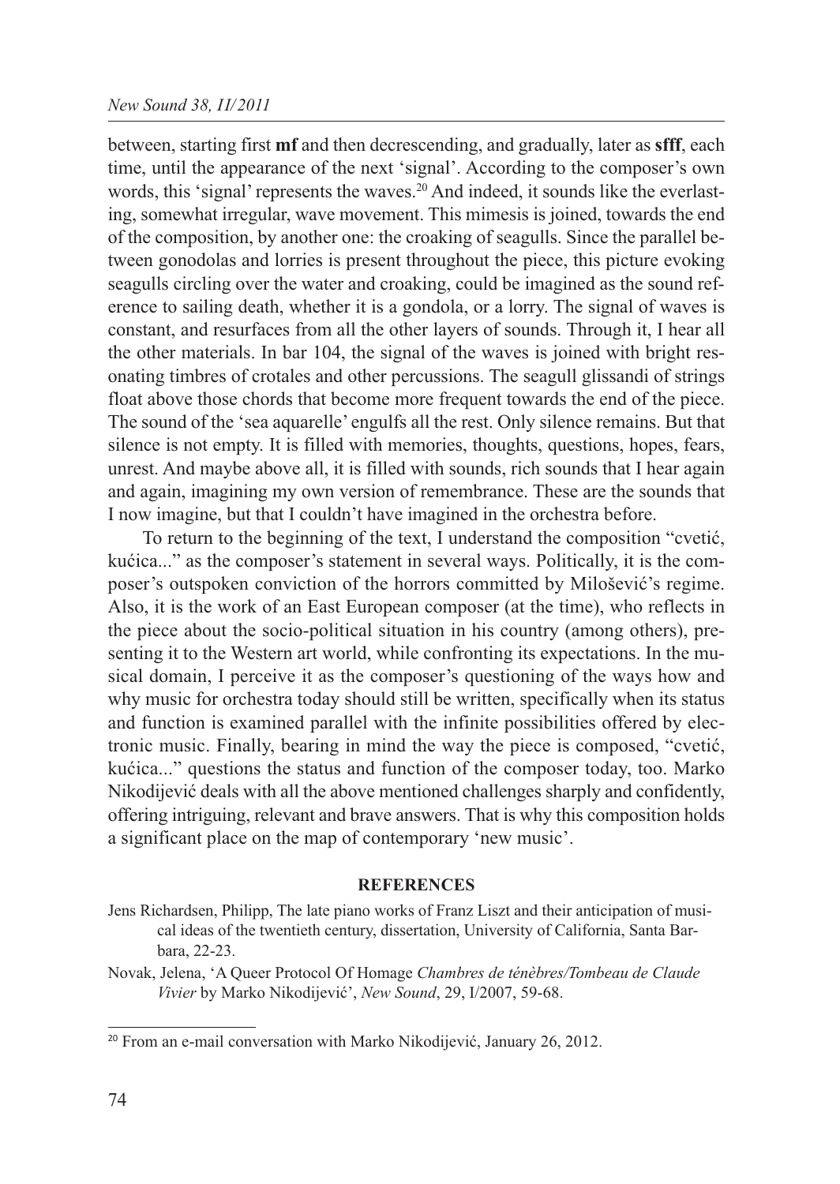between, starting first **mf** and then decrescending, and gradually, later as **sfff**, each time, until the appearance of the next 'signal'. According to the composer's own words, this 'signal' represents the waves.[20] And indeed, it sounds like the everlasting, somewhat irregular, wave movement. This mimesis is joined, towards the end of the composition, by another one: the croaking of seagulls. Since the parallel between gonodolas and lorries is present throughout the piece, this picture evoking seagulls circling over the water and croaking, could be imagined as the sound reference to sailing death, whether it is a gondola, or a lorry. The signal of waves is constant, and resurfaces from all the other layers of sounds. Through it, I hear all the other materials. In bar 104, the signal of the waves is joined with bright resonating timbres of crotales and other percussions. The seagull glissandi of strings float above those chords that become more frequent towards the end of the piece. The sound of the 'sea aquarelle' engulfs all the rest. Only silence remains. But that silence is not empty. It is filled with memories, thoughts, questions, hopes, fears, unrest. And maybe above all, it is filled with sounds, rich sounds that I hear again and again, imagining my own version of remembrance. These are the sounds that I now imagine, but that I couldn't have imagined in the orchestra before.

To return to the beginning of the text, I understand the composition "cvetić, kućica..." as the composer's statement in several ways. Politically, it is the composer's outspoken conviction of the horrors committed by Milošević's regime. Also, it is the work of an East European composer (at the time), who reflects in the piece about the socio-political situation in his country (among others), presenting it to the Western art world, while confronting its expectations. In the musical domain, I perceive it as the composer's questioning of the ways how and why music for orchestra today should still be written, specifically when its status and function is examined parallel with the infinite possibilities offered by electronic music. Finally, bearing in mind the way the piece is composed, "cvetić, kućica..." questions the status and function of the composer today, too. Marko Nikodijević deals with all the above mentioned challenges sharply and confidently, offering intriguing, relevant and brave answers. That is why this composition holds a significant place on the map of contemporary 'new music'.

## REFERENCES

Jens Richardsen, Philipp, The late piano works of Franz Liszt and their anticipation of musical ideas of the twentieth century, dissertation, University of California, Santa Barbara, 22-23.

Novak, Jelena, 'A Queer Protocol Of Homage *Chambres de ténèbres/Tombeau de Claude Vivier* by Marko Nikodijević', *New Sound*, 29, I/2007, 59-68.

[20] From an e-mail conversation with Marko Nikodijević, January 26, 2012.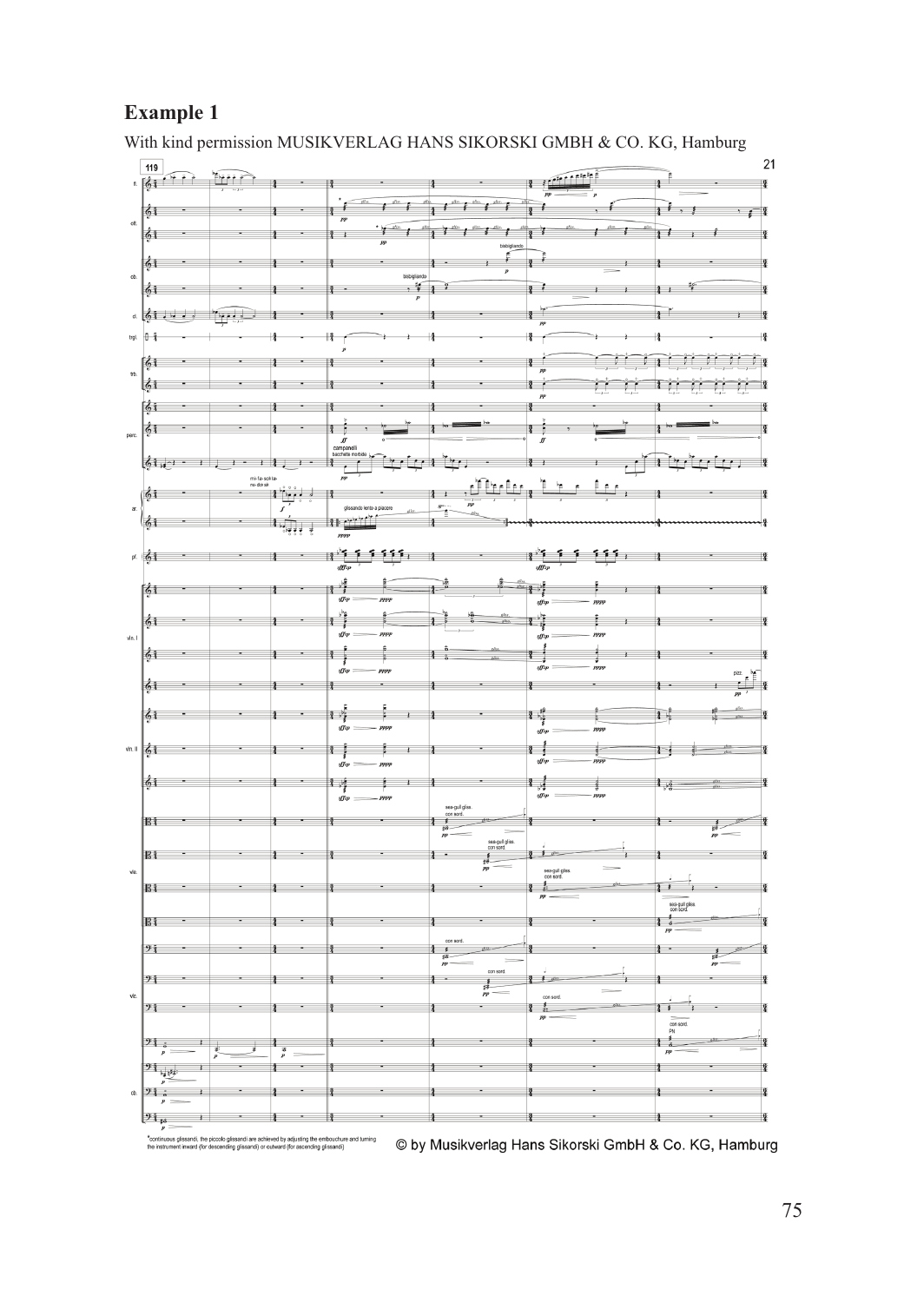## Example 1

With kind permission MUSIKVERLAG HANS SIKORSKI GMBH & CO. KG, Hamburg

*continuous glissandi, the piccolo glissandi are achieved by adjusting the embouchure and turning the instrument inward (for descending glissandi) or outward (for ascending glissandi)

© by Musikverlag Hans Sikorski GmbH & Co. KG, Hamburg